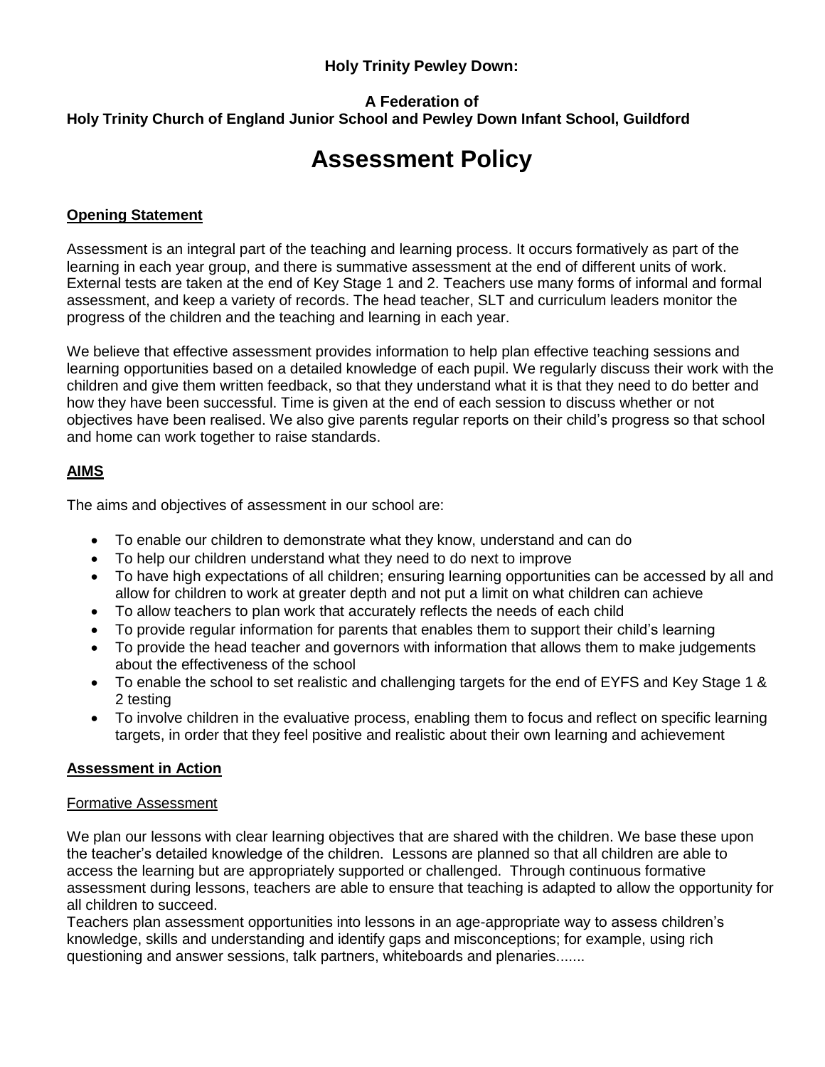**Holy Trinity Pewley Down:**

**A Federation of**
**Holy Trinity Church of England Junior School and Pewley Down Infant School, Guildford**

# Assessment Policy

## Opening Statement

Assessment is an integral part of the teaching and learning process. It occurs formatively as part of the learning in each year group, and there is summative assessment at the end of different units of work. External tests are taken at the end of Key Stage 1 and 2. Teachers use many forms of informal and formal assessment, and keep a variety of records. The head teacher, SLT and curriculum leaders monitor the progress of the children and the teaching and learning in each year.

We believe that effective assessment provides information to help plan effective teaching sessions and learning opportunities based on a detailed knowledge of each pupil. We regularly discuss their work with the children and give them written feedback, so that they understand what it is that they need to do better and how they have been successful. Time is given at the end of each session to discuss whether or not objectives have been realised. We also give parents regular reports on their child's progress so that school and home can work together to raise standards.

## AIMS

The aims and objectives of assessment in our school are:

- To enable our children to demonstrate what they know, understand and can do
- To help our children understand what they need to do next to improve
- To have high expectations of all children; ensuring learning opportunities can be accessed by all and allow for children to work at greater depth and not put a limit on what children can achieve
- To allow teachers to plan work that accurately reflects the needs of each child
- To provide regular information for parents that enables them to support their child's learning
- To provide the head teacher and governors with information that allows them to make judgements about the effectiveness of the school
- To enable the school to set realistic and challenging targets for the end of EYFS and Key Stage 1 & 2 testing
- To involve children in the evaluative process, enabling them to focus and reflect on specific learning targets, in order that they feel positive and realistic about their own learning and achievement

## Assessment in Action

### Formative Assessment

We plan our lessons with clear learning objectives that are shared with the children. We base these upon the teacher's detailed knowledge of the children. Lessons are planned so that all children are able to access the learning but are appropriately supported or challenged. Through continuous formative assessment during lessons, teachers are able to ensure that teaching is adapted to allow the opportunity for all children to succeed.
Teachers plan assessment opportunities into lessons in an age-appropriate way to assess children's knowledge, skills and understanding and identify gaps and misconceptions; for example, using rich questioning and answer sessions, talk partners, whiteboards and plenaries.......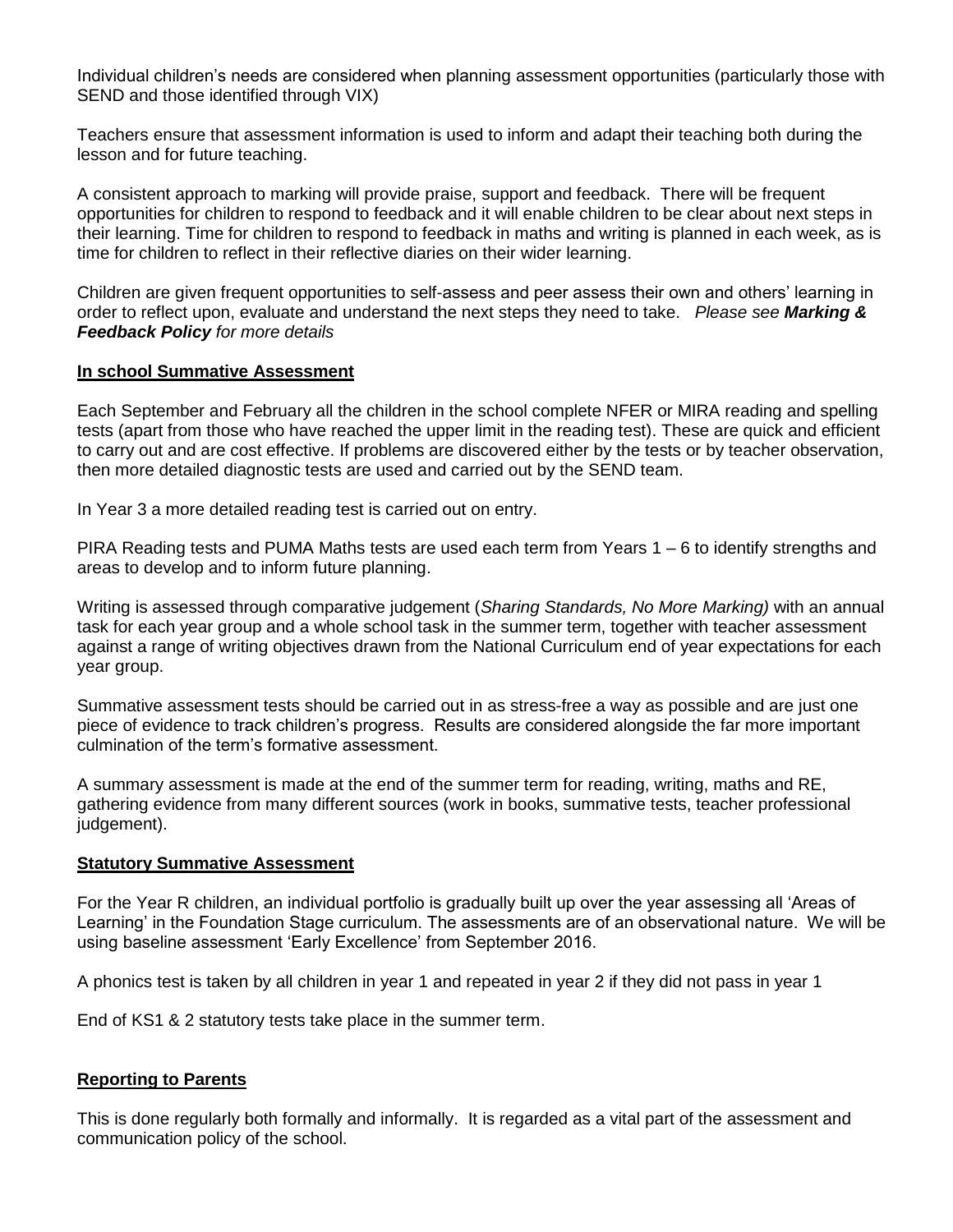Individual children's needs are considered when planning assessment opportunities (particularly those with SEND and those identified through VIX)

Teachers ensure that assessment information is used to inform and adapt their teaching both during the lesson and for future teaching.

A consistent approach to marking will provide praise, support and feedback. There will be frequent opportunities for children to respond to feedback and it will enable children to be clear about next steps in their learning. Time for children to respond to feedback in maths and writing is planned in each week, as is time for children to reflect in their reflective diaries on their wider learning.

Children are given frequent opportunities to self-assess and peer assess their own and others' learning in order to reflect upon, evaluate and understand the next steps they need to take. *Please see **Marking & Feedback Policy** for more details*

**In school Summative Assessment**

Each September and February all the children in the school complete NFER or MIRA reading and spelling tests (apart from those who have reached the upper limit in the reading test). These are quick and efficient to carry out and are cost effective. If problems are discovered either by the tests or by teacher observation, then more detailed diagnostic tests are used and carried out by the SEND team.

In Year 3 a more detailed reading test is carried out on entry.

PIRA Reading tests and PUMA Maths tests are used each term from Years 1 – 6 to identify strengths and areas to develop and to inform future planning.

Writing is assessed through comparative judgement (*Sharing Standards, No More Marking)* with an annual task for each year group and a whole school task in the summer term, together with teacher assessment against a range of writing objectives drawn from the National Curriculum end of year expectations for each year group.

Summative assessment tests should be carried out in as stress-free a way as possible and are just one piece of evidence to track children's progress. Results are considered alongside the far more important culmination of the term's formative assessment.

A summary assessment is made at the end of the summer term for reading, writing, maths and RE, gathering evidence from many different sources (work in books, summative tests, teacher professional judgement).

**Statutory Summative Assessment**

For the Year R children, an individual portfolio is gradually built up over the year assessing all 'Areas of Learning' in the Foundation Stage curriculum. The assessments are of an observational nature. We will be using baseline assessment 'Early Excellence' from September 2016.

A phonics test is taken by all children in year 1 and repeated in year 2 if they did not pass in year 1

End of KS1 & 2 statutory tests take place in the summer term.

**Reporting to Parents**

This is done regularly both formally and informally. It is regarded as a vital part of the assessment and communication policy of the school.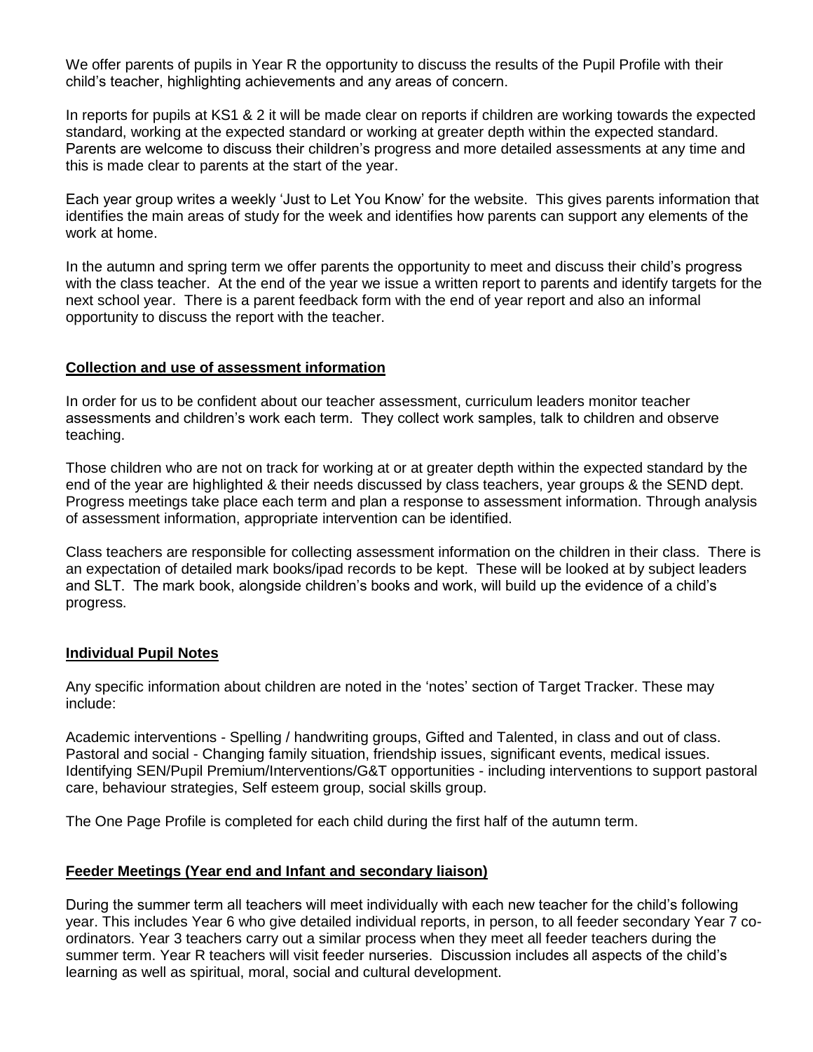We offer parents of pupils in Year R the opportunity to discuss the results of the Pupil Profile with their child's teacher, highlighting achievements and any areas of concern.

In reports for pupils at KS1 & 2 it will be made clear on reports if children are working towards the expected standard, working at the expected standard or working at greater depth within the expected standard. Parents are welcome to discuss their children's progress and more detailed assessments at any time and this is made clear to parents at the start of the year.

Each year group writes a weekly 'Just to Let You Know' for the website. This gives parents information that identifies the main areas of study for the week and identifies how parents can support any elements of the work at home.

In the autumn and spring term we offer parents the opportunity to meet and discuss their child's progress with the class teacher. At the end of the year we issue a written report to parents and identify targets for the next school year. There is a parent feedback form with the end of year report and also an informal opportunity to discuss the report with the teacher.

## Collection and use of assessment information

In order for us to be confident about our teacher assessment, curriculum leaders monitor teacher assessments and children's work each term. They collect work samples, talk to children and observe teaching.

Those children who are not on track for working at or at greater depth within the expected standard by the end of the year are highlighted & their needs discussed by class teachers, year groups & the SEND dept. Progress meetings take place each term and plan a response to assessment information. Through analysis of assessment information, appropriate intervention can be identified.

Class teachers are responsible for collecting assessment information on the children in their class. There is an expectation of detailed mark books/ipad records to be kept. These will be looked at by subject leaders and SLT. The mark book, alongside children's books and work, will build up the evidence of a child's progress.

## Individual Pupil Notes

Any specific information about children are noted in the 'notes' section of Target Tracker. These may include:

Academic interventions - Spelling / handwriting groups, Gifted and Talented, in class and out of class.
Pastoral and social - Changing family situation, friendship issues, significant events, medical issues.
Identifying SEN/Pupil Premium/Interventions/G&T opportunities - including interventions to support pastoral care, behaviour strategies, Self esteem group, social skills group.

The One Page Profile is completed for each child during the first half of the autumn term.

## Feeder Meetings (Year end and Infant and secondary liaison)

During the summer term all teachers will meet individually with each new teacher for the child's following year. This includes Year 6 who give detailed individual reports, in person, to all feeder secondary Year 7 co-ordinators. Year 3 teachers carry out a similar process when they meet all feeder teachers during the summer term. Year R teachers will visit feeder nurseries. Discussion includes all aspects of the child's learning as well as spiritual, moral, social and cultural development.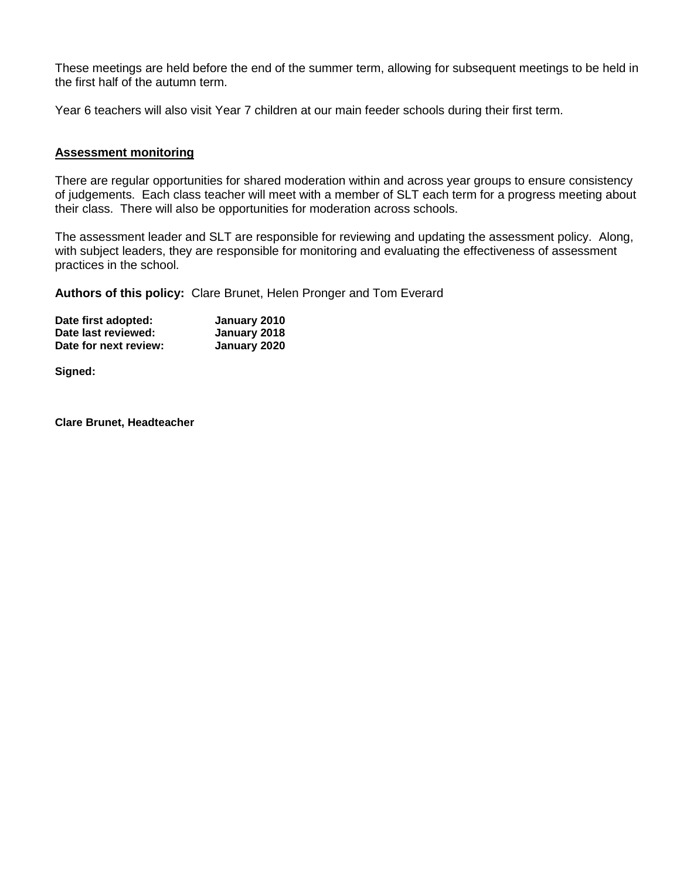These meetings are held before the end of the summer term, allowing for subsequent meetings to be held in the first half of the autumn term.

Year 6 teachers will also visit Year 7 children at our main feeder schools during their first term.

## Assessment monitoring

There are regular opportunities for shared moderation within and across year groups to ensure consistency of judgements. Each class teacher will meet with a member of SLT each term for a progress meeting about their class. There will also be opportunities for moderation across schools.

The assessment leader and SLT are responsible for reviewing and updating the assessment policy. Along, with subject leaders, they are responsible for monitoring and evaluating the effectiveness of assessment practices in the school.

**Authors of this policy:** Clare Brunet, Helen Pronger and Tom Everard

| | |
|---|---|
| **Date first adopted:** | **January 2010** |
| **Date last reviewed:** | **January 2018** |
| **Date for next review:** | **January 2020** |

**Signed:**

**Clare Brunet, Headteacher**